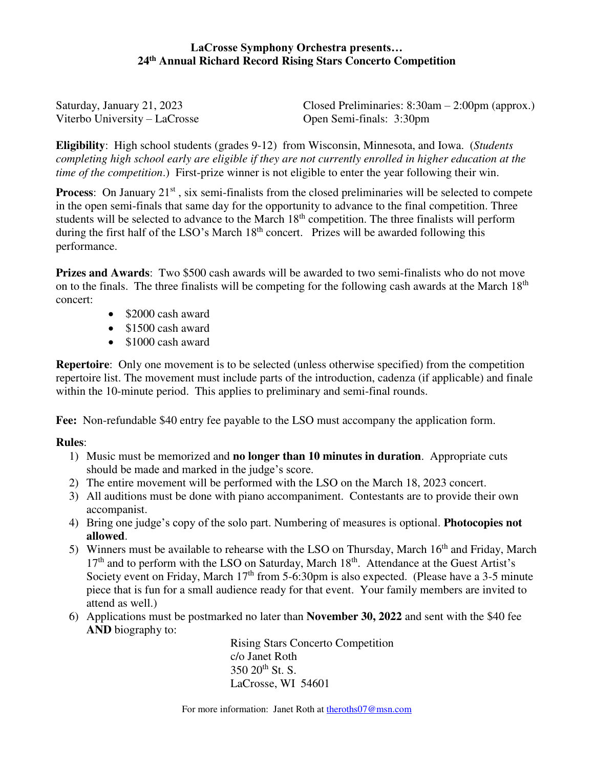**LaCrosse Symphony Orchestra presents…**
**24th Annual Richard Record Rising Stars Concerto Competition**

Saturday, January 21, 2023
Viterbo University – LaCrosse

Closed Preliminaries: 8:30am – 2:00pm (approx.)
Open Semi-finals: 3:30pm

**Eligibility**: High school students (grades 9-12) from Wisconsin, Minnesota, and Iowa. (*Students completing high school early are eligible if they are not currently enrolled in higher education at the time of the competition*.) First-prize winner is not eligible to enter the year following their win.

**Process**: On January 21st, six semi-finalists from the closed preliminaries will be selected to compete in the open semi-finals that same day for the opportunity to advance to the final competition. Three students will be selected to advance to the March 18th competition. The three finalists will perform during the first half of the LSO's March 18th concert. Prizes will be awarded following this performance.

**Prizes and Awards**: Two $500 cash awards will be awarded to two semi-finalists who do not move on to the finals. The three finalists will be competing for the following cash awards at the March 18th concert:

- $2000 cash award
- $1500 cash award
- $1000 cash award

**Repertoire**: Only one movement is to be selected (unless otherwise specified) from the competition repertoire list. The movement must include parts of the introduction, cadenza (if applicable) and finale within the 10-minute period. This applies to preliminary and semi-final rounds.

**Fee:** Non-refundable $40 entry fee payable to the LSO must accompany the application form.

**Rules**:

1) Music must be memorized and **no longer than 10 minutes in duration**. Appropriate cuts should be made and marked in the judge's score.
2) The entire movement will be performed with the LSO on the March 18, 2023 concert.
3) All auditions must be done with piano accompaniment. Contestants are to provide their own accompanist.
4) Bring one judge's copy of the solo part. Numbering of measures is optional. **Photocopies not allowed**.
5) Winners must be available to rehearse with the LSO on Thursday, March 16th and Friday, March 17th and to perform with the LSO on Saturday, March 18th. Attendance at the Guest Artist's Society event on Friday, March 17th from 5-6:30pm is also expected. (Please have a 3-5 minute piece that is fun for a small audience ready for that event. Your family members are invited to attend as well.)
6) Applications must be postmarked no later than **November 30, 2022** and sent with the $40 fee **AND** biography to:

   Rising Stars Concerto Competition
   c/o Janet Roth
   350 20th St. S.
   LaCrosse, WI 54601

For more information: Janet Roth at theroths07@msn.com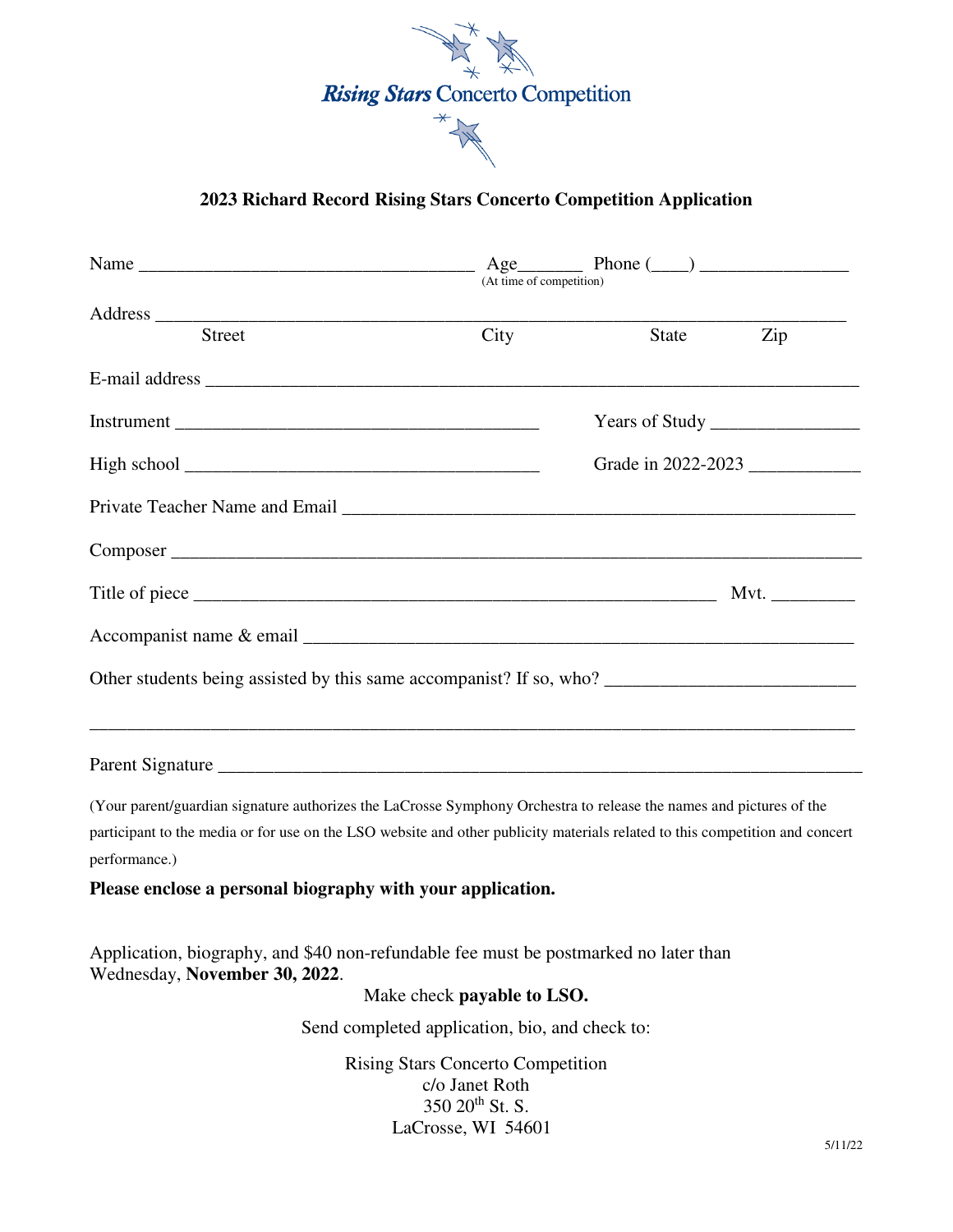Rising Stars Concerto Competition

## 2023 Richard Record Rising Stars Concerto Competition Application

Name ___________________________________ Age_______ Phone (____) ________________
(At time of competition)

Address _____________________________________________________________________________
Street City State Zip

E-mail address _______________________________________________________________________

Instrument _______________________________________ Years of Study ________________

High school ______________________________________ Grade in 2022-2023 ____________

Private Teacher Name and Email ______________________________________________________

Composer ___________________________________________________________________________

Title of piece ___________________________________________________ Mvt. _________

Accompanist name & email ___________________________________________________________

Other students being assisted by this same accompanist? If so, who? ___________________________

_____________________________________________________________________________________

Parent Signature ___________________________________________________________________

(Your parent/guardian signature authorizes the LaCrosse Symphony Orchestra to release the names and pictures of the participant to the media or for use on the LSO website and other publicity materials related to this competition and concert performance.)

**Please enclose a personal biography with your application.**

Application, biography, and $40 non-refundable fee must be postmarked no later than Wednesday, **November 30, 2022**.

Make check **payable to LSO.**

Send completed application, bio, and check to:

Rising Stars Concerto Competition
c/o Janet Roth
350 20th St. S.
LaCrosse, WI 54601

5/11/22